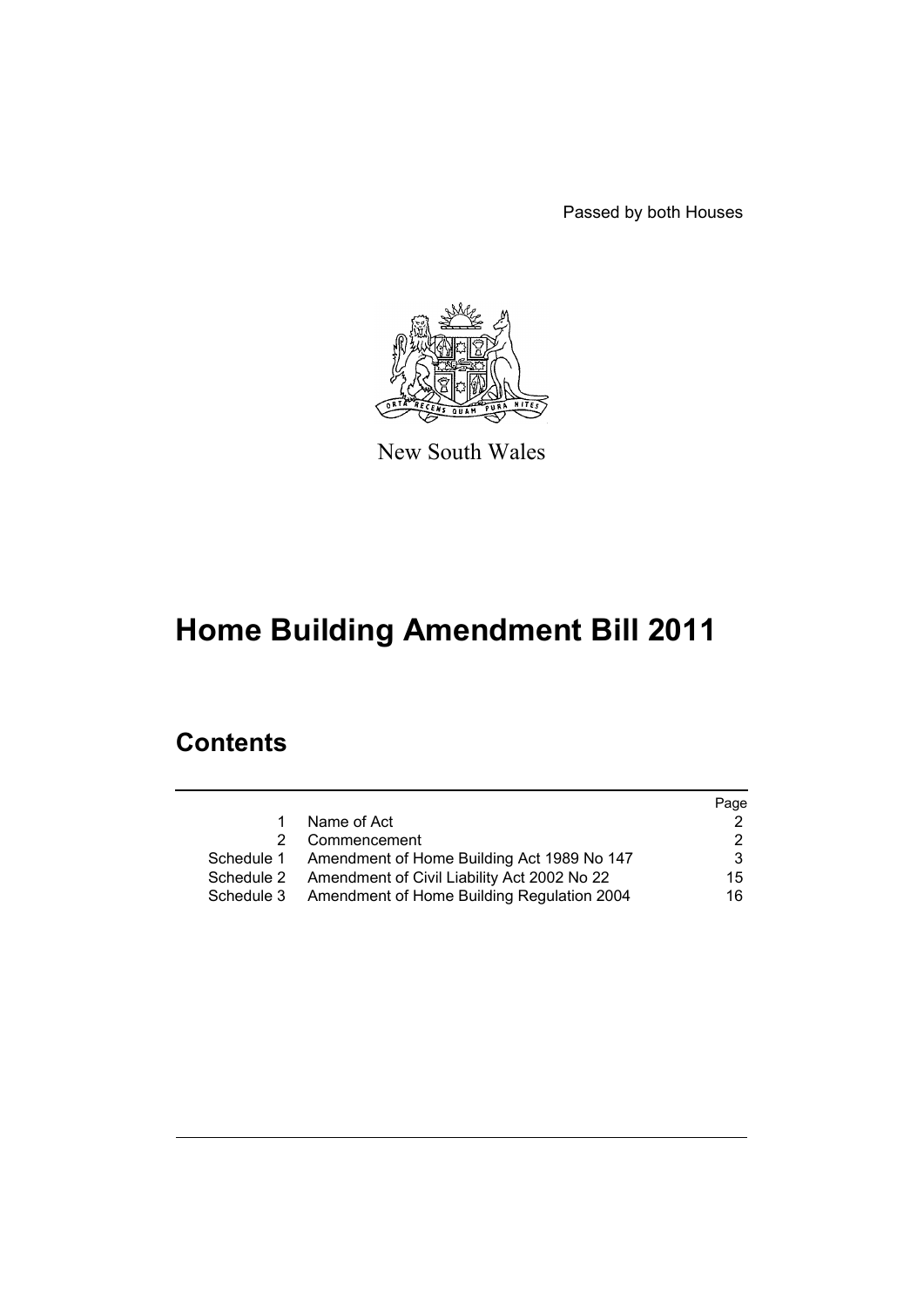Passed by both Houses

New South Wales

# Home Building Amendment Bill 2011

## Contents

| | | Page |
|---|---|---|
| 1 | Name of Act | 2 |
| 2 | Commencement | 2 |
| Schedule 1 | Amendment of Home Building Act 1989 No 147 | 3 |
| Schedule 2 | Amendment of Civil Liability Act 2002 No 22 | 15 |
| Schedule 3 | Amendment of Home Building Regulation 2004 | 16 |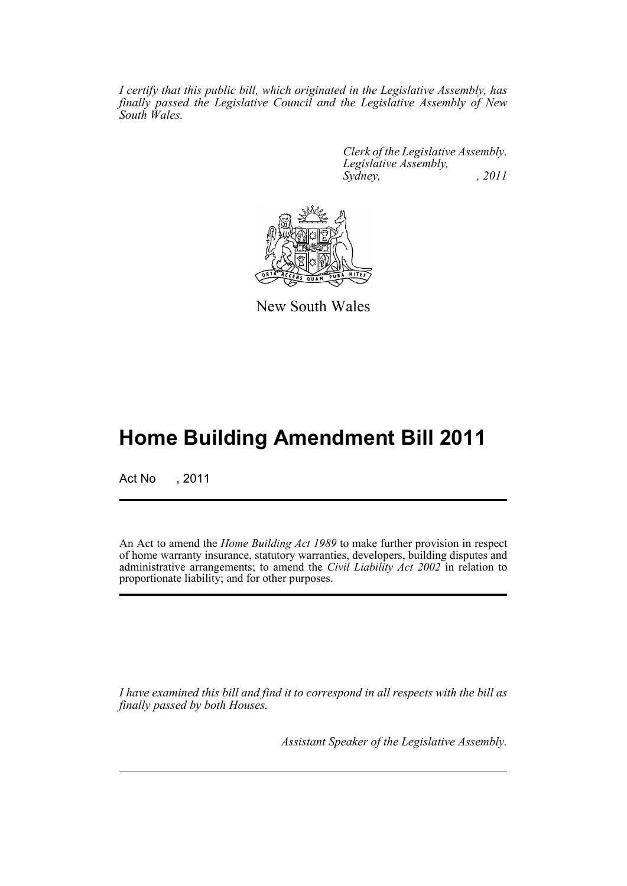*I certify that this public bill, which originated in the Legislative Assembly, has finally passed the Legislative Council and the Legislative Assembly of New South Wales.*

*Clerk of the Legislative Assembly.*
*Legislative Assembly,*
*Sydney, , 2011*

New South Wales

# Home Building Amendment Bill 2011

Act No , 2011

An Act to amend the *Home Building Act 1989* to make further provision in respect of home warranty insurance, statutory warranties, developers, building disputes and administrative arrangements; to amend the *Civil Liability Act 2002* in relation to proportionate liability; and for other purposes.

*I have examined this bill and find it to correspond in all respects with the bill as finally passed by both Houses.*

*Assistant Speaker of the Legislative Assembly.*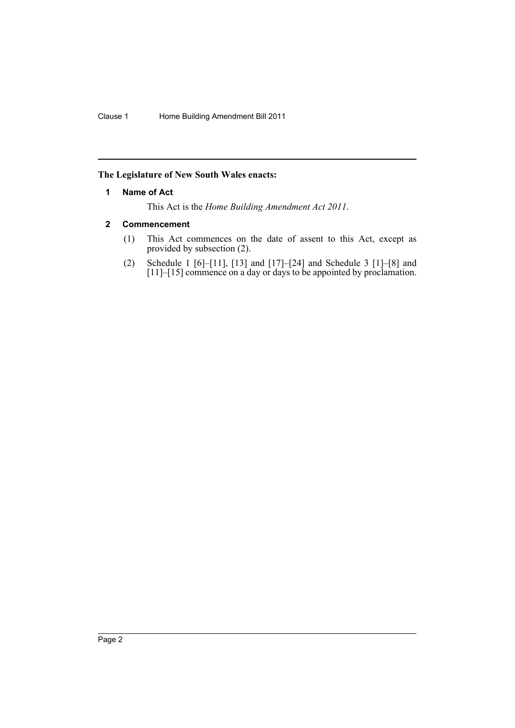**The Legislature of New South Wales enacts:**

## 1 Name of Act

This Act is the *Home Building Amendment Act 2011*.

## 2 Commencement

(1) This Act commences on the date of assent to this Act, except as provided by subsection (2).

(2) Schedule 1 [6]–[11], [13] and [17]–[24] and Schedule 3 [1]–[8] and [11]–[15] commence on a day or days to be appointed by proclamation.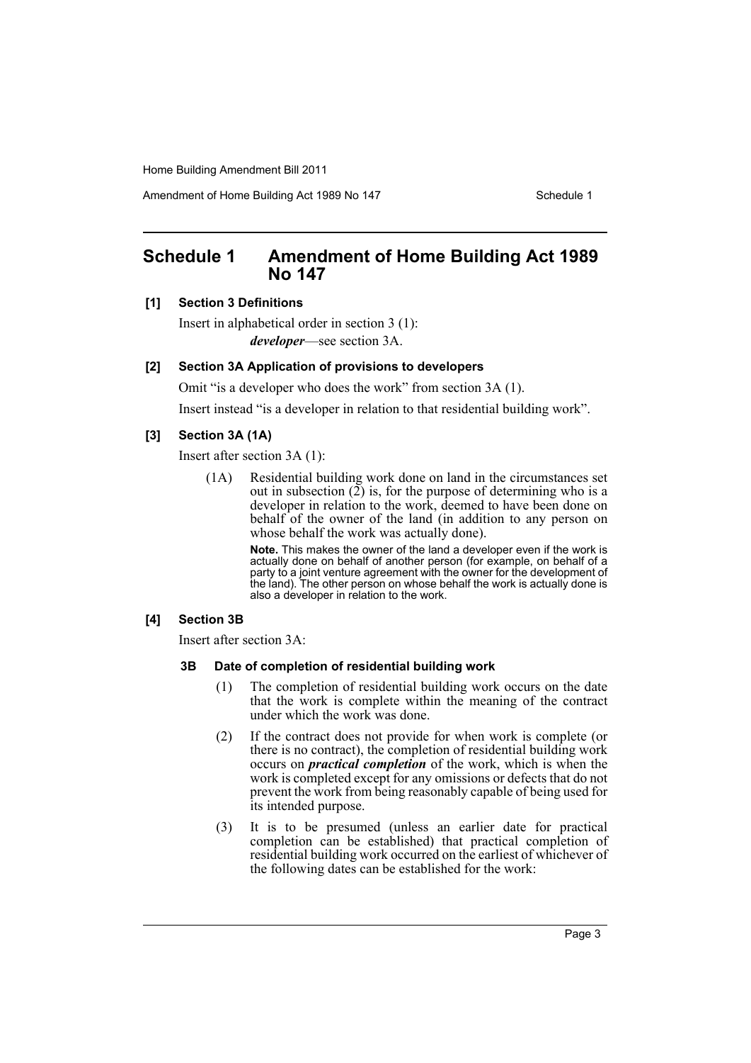## Schedule 1 Amendment of Home Building Act 1989 No 147

**[1] Section 3 Definitions**

Insert in alphabetical order in section 3 (1):

***developer***—see section 3A.

**[2] Section 3A Application of provisions to developers**

Omit "is a developer who does the work" from section 3A (1).

Insert instead "is a developer in relation to that residential building work".

**[3] Section 3A (1A)**

Insert after section 3A (1):

(1A) Residential building work done on land in the circumstances set out in subsection (2) is, for the purpose of determining who is a developer in relation to the work, deemed to have been done on behalf of the owner of the land (in addition to any person on whose behalf the work was actually done).

**Note.** This makes the owner of the land a developer even if the work is actually done on behalf of another person (for example, on behalf of a party to a joint venture agreement with the owner for the development of the land). The other person on whose behalf the work is actually done is also a developer in relation to the work.

**[4] Section 3B**

Insert after section 3A:

**3B Date of completion of residential building work**

(1) The completion of residential building work occurs on the date that the work is complete within the meaning of the contract under which the work was done.

(2) If the contract does not provide for when work is complete (or there is no contract), the completion of residential building work occurs on ***practical completion*** of the work, which is when the work is completed except for any omissions or defects that do not prevent the work from being reasonably capable of being used for its intended purpose.

(3) It is to be presumed (unless an earlier date for practical completion can be established) that practical completion of residential building work occurred on the earliest of whichever of the following dates can be established for the work: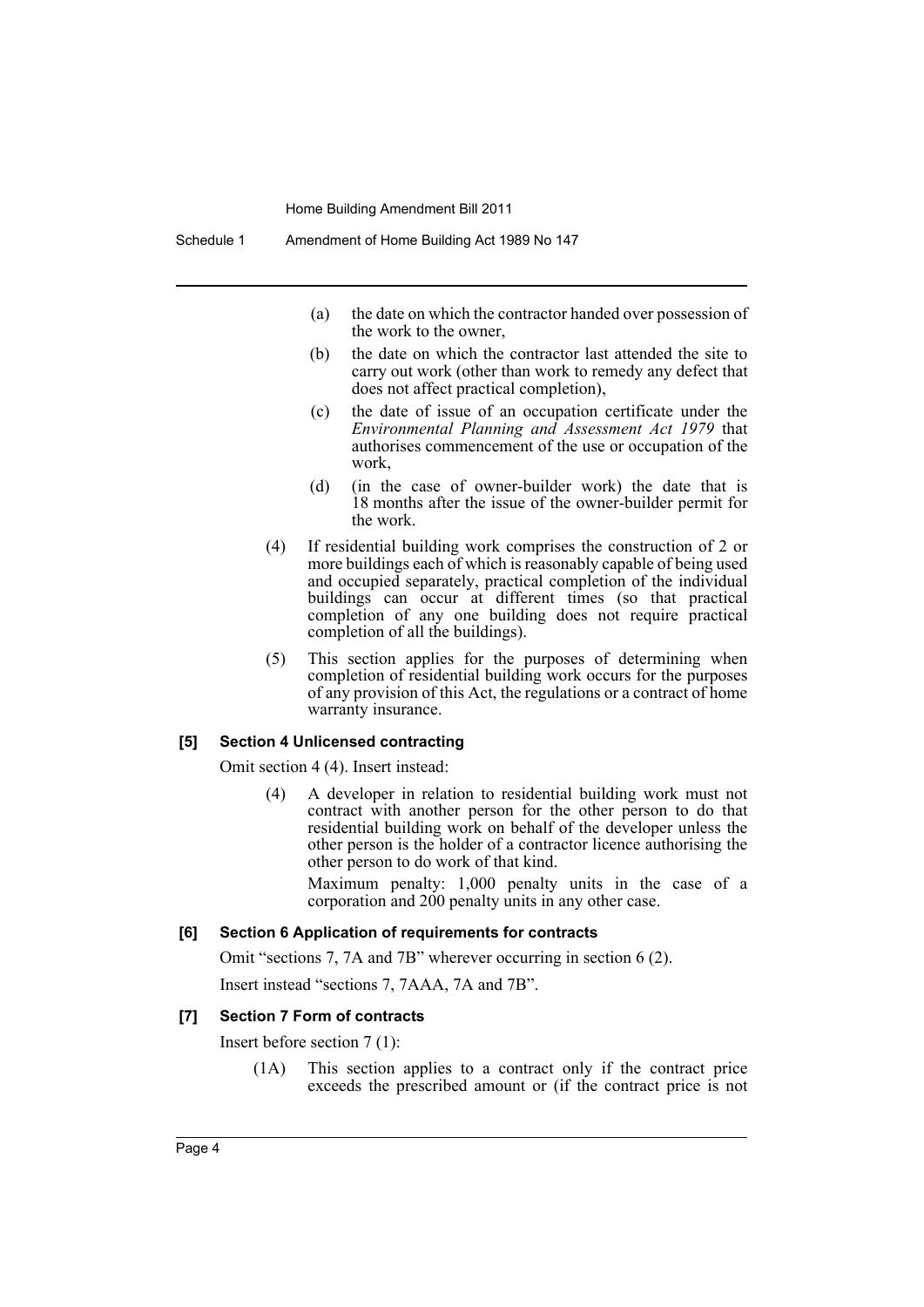(a) the date on which the contractor handed over possession of the work to the owner,

(b) the date on which the contractor last attended the site to carry out work (other than work to remedy any defect that does not affect practical completion),

(c) the date of issue of an occupation certificate under the *Environmental Planning and Assessment Act 1979* that authorises commencement of the use or occupation of the work,

(d) (in the case of owner-builder work) the date that is 18 months after the issue of the owner-builder permit for the work.

(4) If residential building work comprises the construction of 2 or more buildings each of which is reasonably capable of being used and occupied separately, practical completion of the individual buildings can occur at different times (so that practical completion of any one building does not require practical completion of all the buildings).

(5) This section applies for the purposes of determining when completion of residential building work occurs for the purposes of any provision of this Act, the regulations or a contract of home warranty insurance.

**[5] Section 4 Unlicensed contracting**

Omit section 4 (4). Insert instead:

(4) A developer in relation to residential building work must not contract with another person for the other person to do that residential building work on behalf of the developer unless the other person is the holder of a contractor licence authorising the other person to do work of that kind.

Maximum penalty: 1,000 penalty units in the case of a corporation and 200 penalty units in any other case.

**[6] Section 6 Application of requirements for contracts**

Omit "sections 7, 7A and 7B" wherever occurring in section 6 (2).

Insert instead "sections 7, 7AAA, 7A and 7B".

**[7] Section 7 Form of contracts**

Insert before section 7 (1):

(1A) This section applies to a contract only if the contract price exceeds the prescribed amount or (if the contract price is not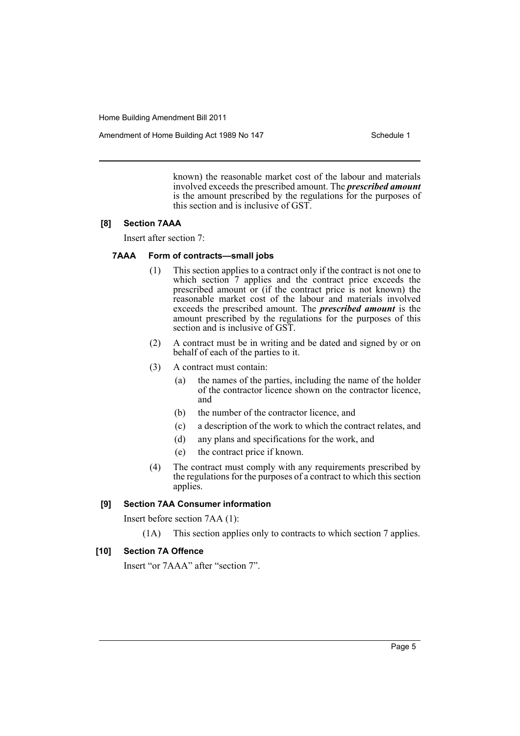known) the reasonable market cost of the labour and materials involved exceeds the prescribed amount. The ***prescribed amount*** is the amount prescribed by the regulations for the purposes of this section and is inclusive of GST.

**[8] Section 7AAA**

Insert after section 7:

**7AAA Form of contracts—small jobs**

(1) This section applies to a contract only if the contract is not one to which section 7 applies and the contract price exceeds the prescribed amount or (if the contract price is not known) the reasonable market cost of the labour and materials involved exceeds the prescribed amount. The ***prescribed amount*** is the amount prescribed by the regulations for the purposes of this section and is inclusive of GST.

(2) A contract must be in writing and be dated and signed by or on behalf of each of the parties to it.

(3) A contract must contain:

(a) the names of the parties, including the name of the holder of the contractor licence shown on the contractor licence, and

(b) the number of the contractor licence, and

(c) a description of the work to which the contract relates, and

(d) any plans and specifications for the work, and

(e) the contract price if known.

(4) The contract must comply with any requirements prescribed by the regulations for the purposes of a contract to which this section applies.

**[9] Section 7AA Consumer information**

Insert before section 7AA (1):

(1A) This section applies only to contracts to which section 7 applies.

**[10] Section 7A Offence**

Insert "or 7AAA" after "section 7".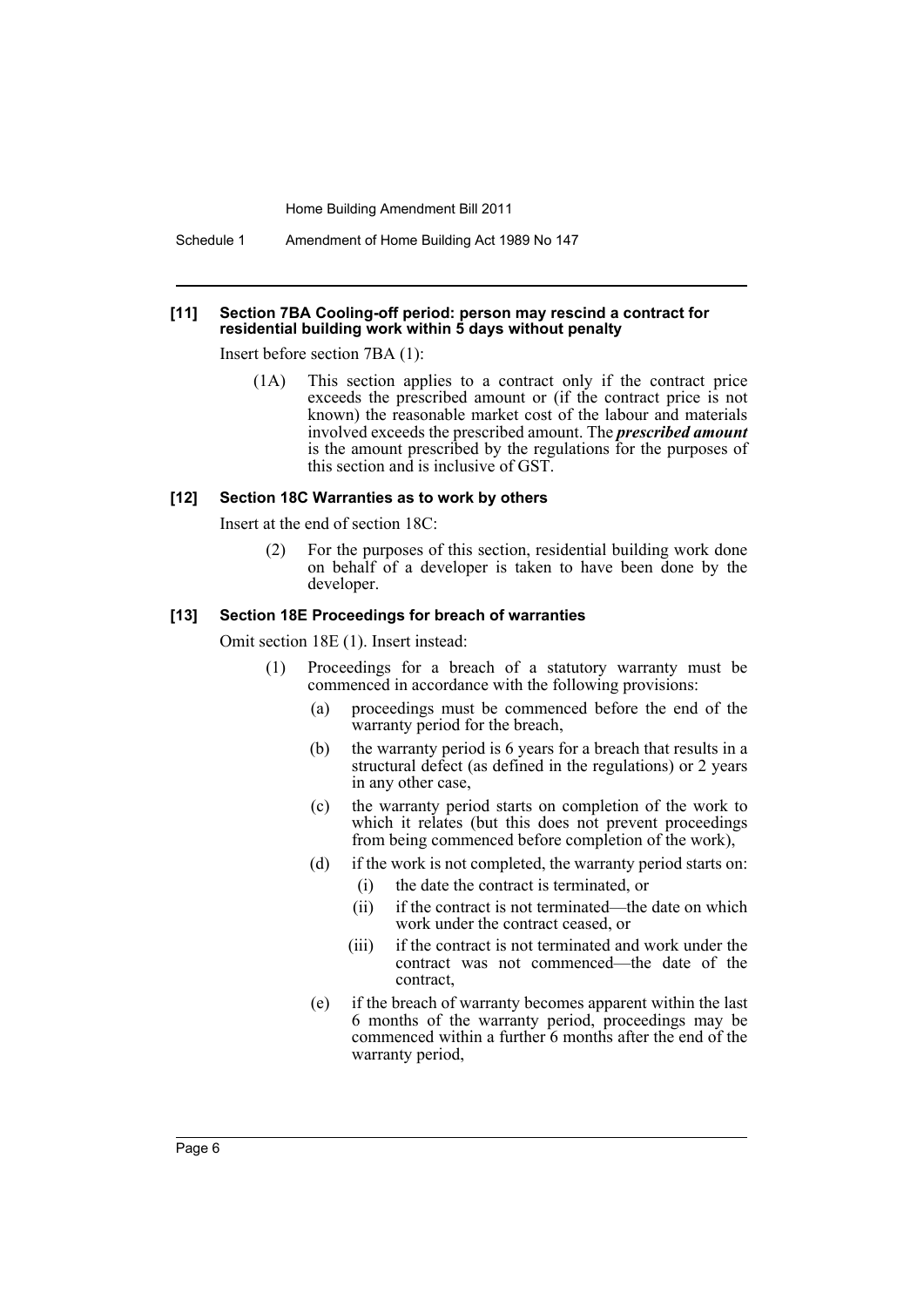#### [11] Section 7BA Cooling-off period: person may rescind a contract for residential building work within 5 days without penalty

Insert before section 7BA (1):

> (1A) This section applies to a contract only if the contract price exceeds the prescribed amount or (if the contract price is not known) the reasonable market cost of the labour and materials involved exceeds the prescribed amount. The ***prescribed amount*** is the amount prescribed by the regulations for the purposes of this section and is inclusive of GST.

#### [12] Section 18C Warranties as to work by others

Insert at the end of section 18C:

> (2) For the purposes of this section, residential building work done on behalf of a developer is taken to have been done by the developer.

#### [13] Section 18E Proceedings for breach of warranties

Omit section 18E (1). Insert instead:

> (1) Proceedings for a breach of a statutory warranty must be commenced in accordance with the following provisions:
>
> (a) proceedings must be commenced before the end of the warranty period for the breach,
>
> (b) the warranty period is 6 years for a breach that results in a structural defect (as defined in the regulations) or 2 years in any other case,
>
> (c) the warranty period starts on completion of the work to which it relates (but this does not prevent proceedings from being commenced before completion of the work),
>
> (d) if the work is not completed, the warranty period starts on:
>
> (i) the date the contract is terminated, or
>
> (ii) if the contract is not terminated—the date on which work under the contract ceased, or
>
> (iii) if the contract is not terminated and work under the contract was not commenced—the date of the contract,
>
> (e) if the breach of warranty becomes apparent within the last 6 months of the warranty period, proceedings may be commenced within a further 6 months after the end of the warranty period,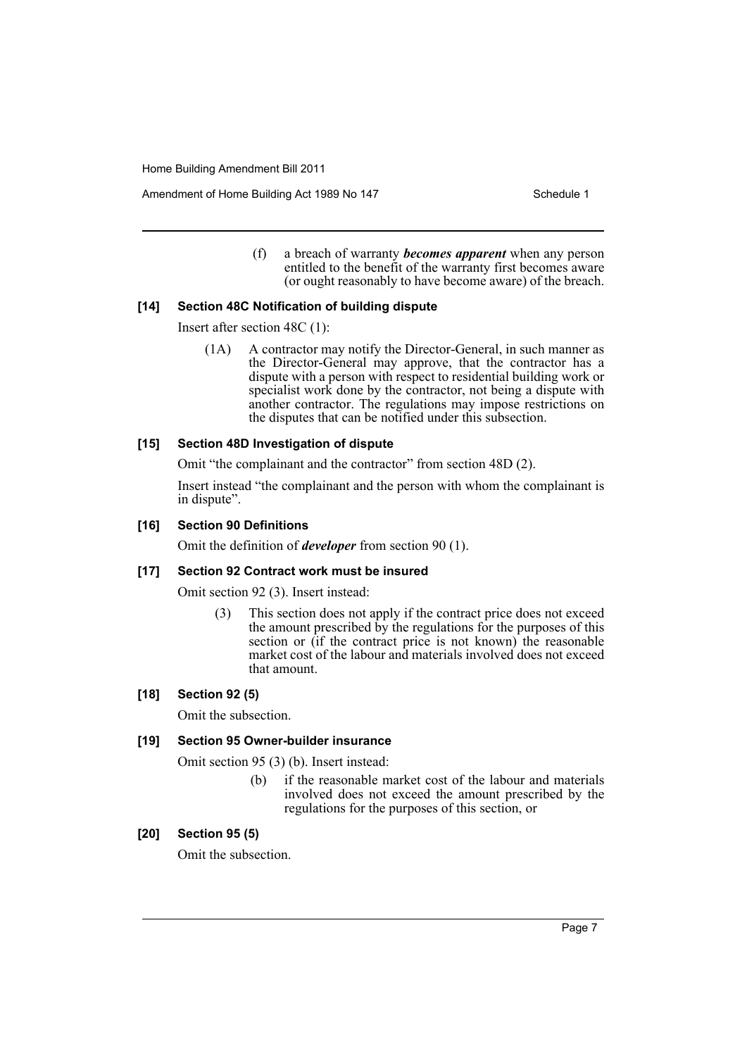(f) a breach of warranty ***becomes apparent*** when any person entitled to the benefit of the warranty first becomes aware (or ought reasonably to have become aware) of the breach.

### [14] Section 48C Notification of building dispute

Insert after section 48C (1):

(1A) A contractor may notify the Director-General, in such manner as the Director-General may approve, that the contractor has a dispute with a person with respect to residential building work or specialist work done by the contractor, not being a dispute with another contractor. The regulations may impose restrictions on the disputes that can be notified under this subsection.

### [15] Section 48D Investigation of dispute

Omit "the complainant and the contractor" from section 48D (2).

Insert instead "the complainant and the person with whom the complainant is in dispute".

### [16] Section 90 Definitions

Omit the definition of ***developer*** from section 90 (1).

### [17] Section 92 Contract work must be insured

Omit section 92 (3). Insert instead:

(3) This section does not apply if the contract price does not exceed the amount prescribed by the regulations for the purposes of this section or (if the contract price is not known) the reasonable market cost of the labour and materials involved does not exceed that amount.

### [18] Section 92 (5)

Omit the subsection.

### [19] Section 95 Owner-builder insurance

Omit section 95 (3) (b). Insert instead:

(b) if the reasonable market cost of the labour and materials involved does not exceed the amount prescribed by the regulations for the purposes of this section, or

### [20] Section 95 (5)

Omit the subsection.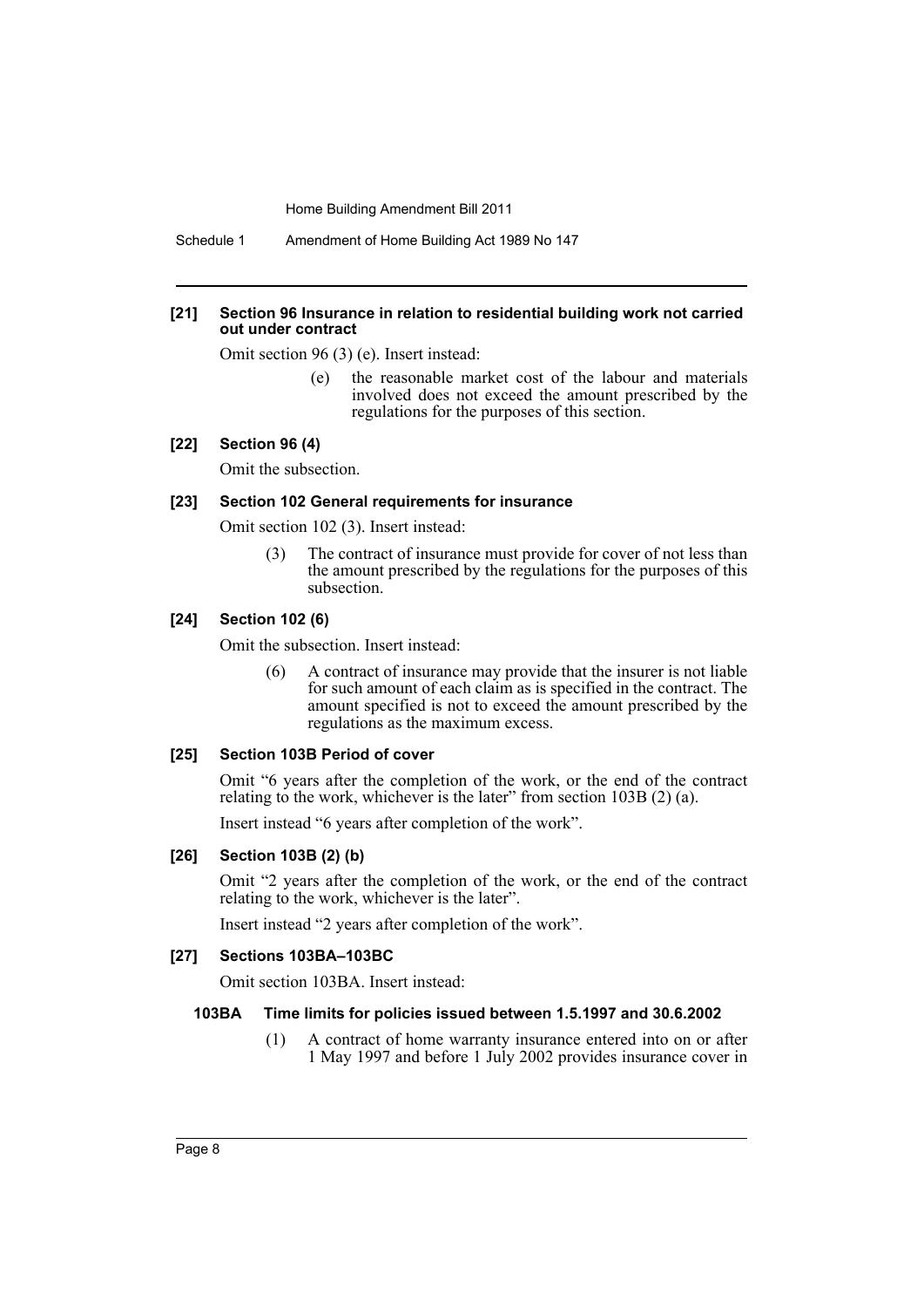**[21] Section 96 Insurance in relation to residential building work not carried out under contract**

Omit section 96 (3) (e). Insert instead:

> (e) the reasonable market cost of the labour and materials involved does not exceed the amount prescribed by the regulations for the purposes of this section.

**[22] Section 96 (4)**

Omit the subsection.

**[23] Section 102 General requirements for insurance**

Omit section 102 (3). Insert instead:

> (3) The contract of insurance must provide for cover of not less than the amount prescribed by the regulations for the purposes of this subsection.

**[24] Section 102 (6)**

Omit the subsection. Insert instead:

> (6) A contract of insurance may provide that the insurer is not liable for such amount of each claim as is specified in the contract. The amount specified is not to exceed the amount prescribed by the regulations as the maximum excess.

**[25] Section 103B Period of cover**

Omit "6 years after the completion of the work, or the end of the contract relating to the work, whichever is the later" from section 103B (2) (a).

Insert instead "6 years after completion of the work".

**[26] Section 103B (2) (b)**

Omit "2 years after the completion of the work, or the end of the contract relating to the work, whichever is the later".

Insert instead "2 years after completion of the work".

**[27] Sections 103BA–103BC**

Omit section 103BA. Insert instead:

> **103BA Time limits for policies issued between 1.5.1997 and 30.6.2002**
>
> (1) A contract of home warranty insurance entered into on or after 1 May 1997 and before 1 July 2002 provides insurance cover in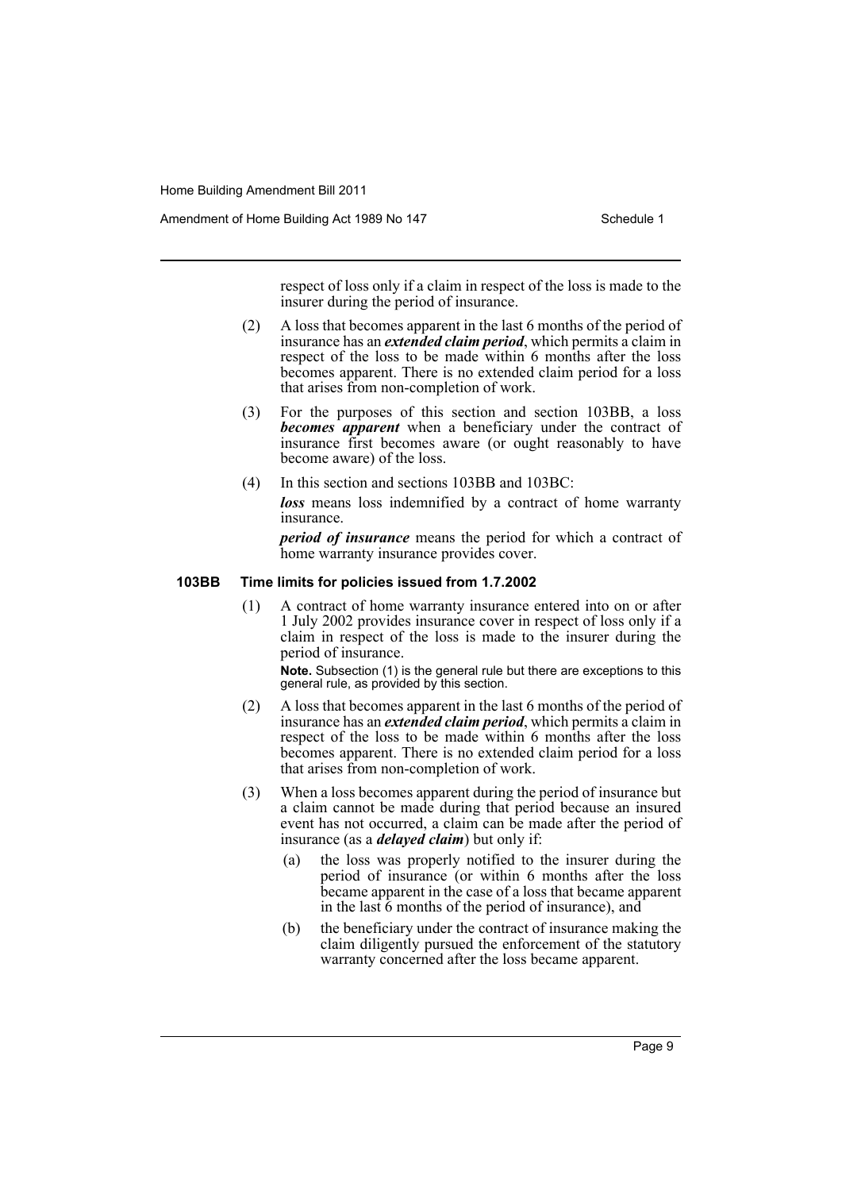respect of loss only if a claim in respect of the loss is made to the insurer during the period of insurance.

(2) A loss that becomes apparent in the last 6 months of the period of insurance has an ***extended claim period***, which permits a claim in respect of the loss to be made within 6 months after the loss becomes apparent. There is no extended claim period for a loss that arises from non-completion of work.

(3) For the purposes of this section and section 103BB, a loss ***becomes apparent*** when a beneficiary under the contract of insurance first becomes aware (or ought reasonably to have become aware) of the loss.

(4) In this section and sections 103BB and 103BC:

***loss*** means loss indemnified by a contract of home warranty insurance.

***period of insurance*** means the period for which a contract of home warranty insurance provides cover.

**103BB Time limits for policies issued from 1.7.2002**

(1) A contract of home warranty insurance entered into on or after 1 July 2002 provides insurance cover in respect of loss only if a claim in respect of the loss is made to the insurer during the period of insurance.

**Note.** Subsection (1) is the general rule but there are exceptions to this general rule, as provided by this section.

(2) A loss that becomes apparent in the last 6 months of the period of insurance has an ***extended claim period***, which permits a claim in respect of the loss to be made within 6 months after the loss becomes apparent. There is no extended claim period for a loss that arises from non-completion of work.

(3) When a loss becomes apparent during the period of insurance but a claim cannot be made during that period because an insured event has not occurred, a claim can be made after the period of insurance (as a ***delayed claim***) but only if:

(a) the loss was properly notified to the insurer during the period of insurance (or within 6 months after the loss became apparent in the case of a loss that became apparent in the last 6 months of the period of insurance), and

(b) the beneficiary under the contract of insurance making the claim diligently pursued the enforcement of the statutory warranty concerned after the loss became apparent.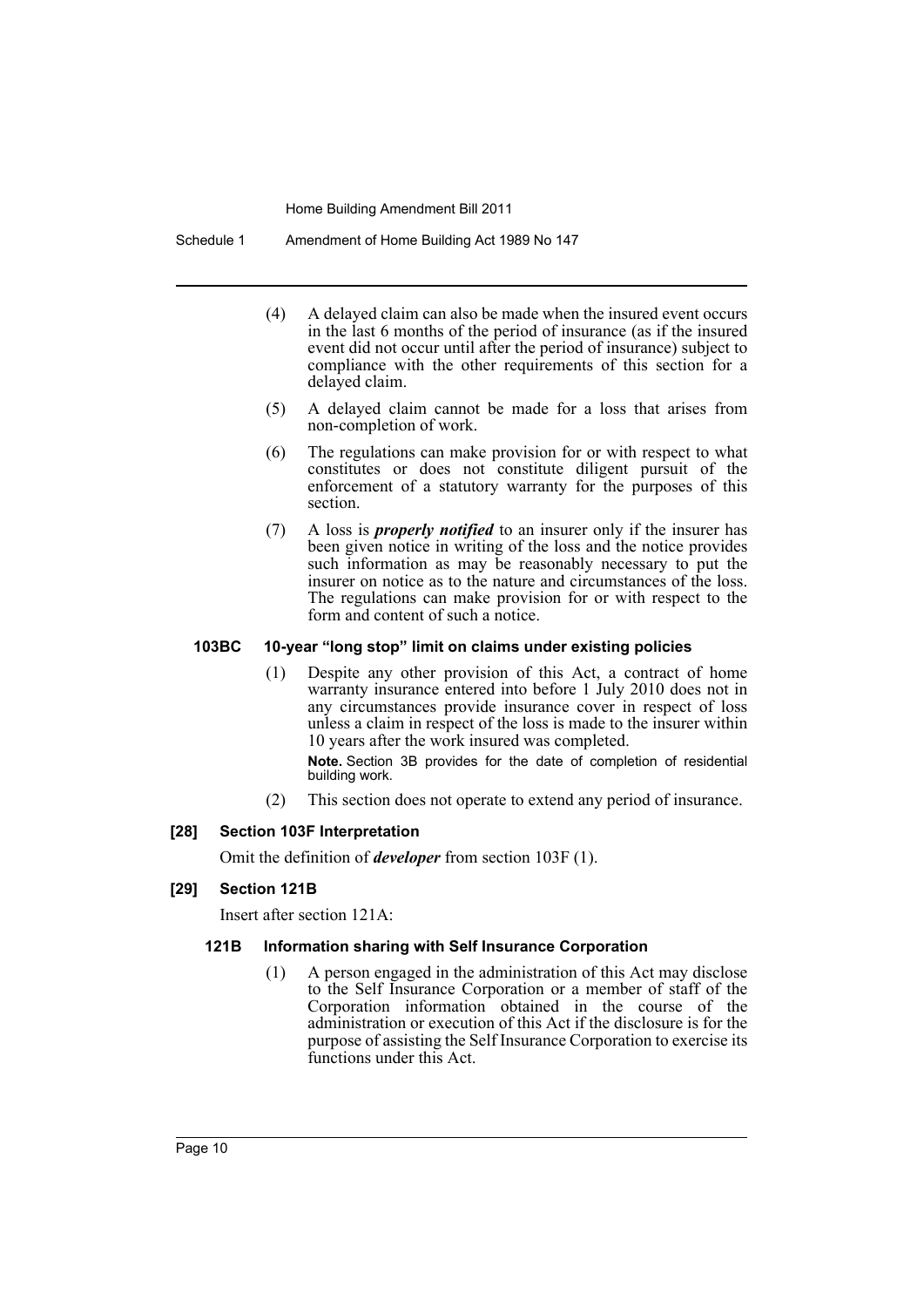(4) A delayed claim can also be made when the insured event occurs in the last 6 months of the period of insurance (as if the insured event did not occur until after the period of insurance) subject to compliance with the other requirements of this section for a delayed claim.

(5) A delayed claim cannot be made for a loss that arises from non-completion of work.

(6) The regulations can make provision for or with respect to what constitutes or does not constitute diligent pursuit of the enforcement of a statutory warranty for the purposes of this section.

(7) A loss is ***properly notified*** to an insurer only if the insurer has been given notice in writing of the loss and the notice provides such information as may be reasonably necessary to put the insurer on notice as to the nature and circumstances of the loss. The regulations can make provision for or with respect to the form and content of such a notice.

#### 103BC 10-year "long stop" limit on claims under existing policies

(1) Despite any other provision of this Act, a contract of home warranty insurance entered into before 1 July 2010 does not in any circumstances provide insurance cover in respect of loss unless a claim in respect of the loss is made to the insurer within 10 years after the work insured was completed.

**Note.** Section 3B provides for the date of completion of residential building work.

(2) This section does not operate to extend any period of insurance.

### [28] Section 103F Interpretation

Omit the definition of ***developer*** from section 103F (1).

### [29] Section 121B

Insert after section 121A:

#### 121B Information sharing with Self Insurance Corporation

(1) A person engaged in the administration of this Act may disclose to the Self Insurance Corporation or a member of staff of the Corporation information obtained in the course of the administration or execution of this Act if the disclosure is for the purpose of assisting the Self Insurance Corporation to exercise its functions under this Act.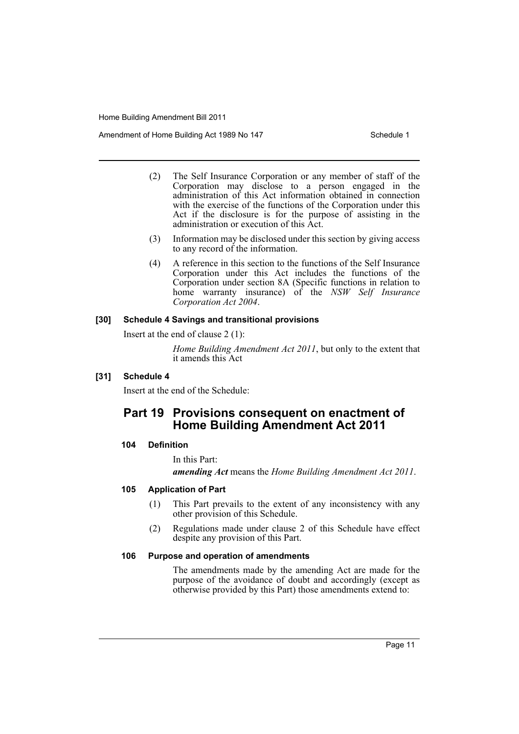(2) The Self Insurance Corporation or any member of staff of the Corporation may disclose to a person engaged in the administration of this Act information obtained in connection with the exercise of the functions of the Corporation under this Act if the disclosure is for the purpose of assisting in the administration or execution of this Act.

(3) Information may be disclosed under this section by giving access to any record of the information.

(4) A reference in this section to the functions of the Self Insurance Corporation under this Act includes the functions of the Corporation under section 8A (Specific functions in relation to home warranty insurance) of the *NSW Self Insurance Corporation Act 2004*.

#### [30] Schedule 4 Savings and transitional provisions

Insert at the end of clause 2 (1):

*Home Building Amendment Act 2011*, but only to the extent that it amends this Act

#### [31] Schedule 4

Insert at the end of the Schedule:

## Part 19 Provisions consequent on enactment of Home Building Amendment Act 2011

### 104 Definition

In this Part:

***amending Act*** means the *Home Building Amendment Act 2011*.

### 105 Application of Part

(1) This Part prevails to the extent of any inconsistency with any other provision of this Schedule.

(2) Regulations made under clause 2 of this Schedule have effect despite any provision of this Part.

### 106 Purpose and operation of amendments

The amendments made by the amending Act are made for the purpose of the avoidance of doubt and accordingly (except as otherwise provided by this Part) those amendments extend to: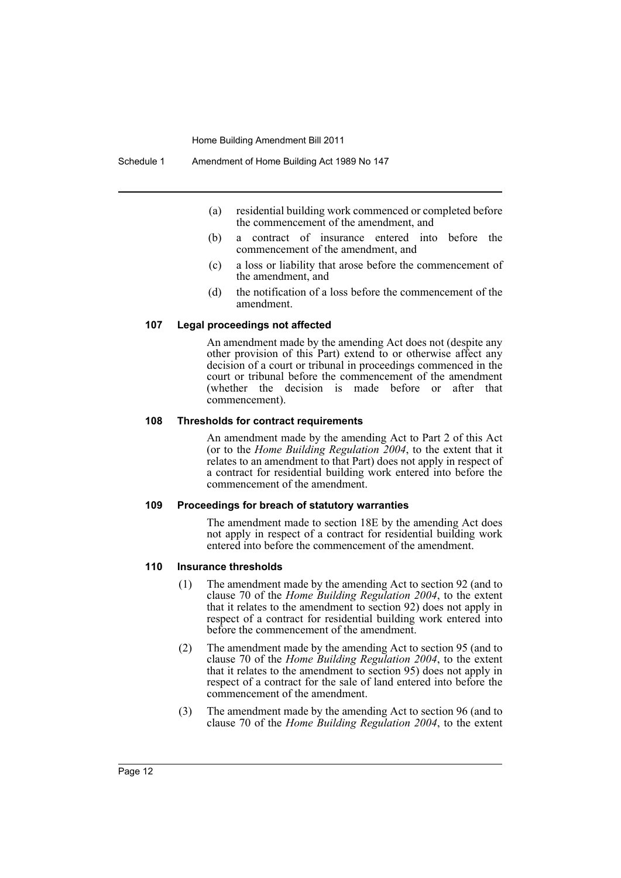(a) residential building work commenced or completed before the commencement of the amendment, and

(b) a contract of insurance entered into before the commencement of the amendment, and

(c) a loss or liability that arose before the commencement of the amendment, and

(d) the notification of a loss before the commencement of the amendment.

#### 107 Legal proceedings not affected

An amendment made by the amending Act does not (despite any other provision of this Part) extend to or otherwise affect any decision of a court or tribunal in proceedings commenced in the court or tribunal before the commencement of the amendment (whether the decision is made before or after that commencement).

#### 108 Thresholds for contract requirements

An amendment made by the amending Act to Part 2 of this Act (or to the *Home Building Regulation 2004*, to the extent that it relates to an amendment to that Part) does not apply in respect of a contract for residential building work entered into before the commencement of the amendment.

#### 109 Proceedings for breach of statutory warranties

The amendment made to section 18E by the amending Act does not apply in respect of a contract for residential building work entered into before the commencement of the amendment.

#### 110 Insurance thresholds

(1) The amendment made by the amending Act to section 92 (and to clause 70 of the *Home Building Regulation 2004*, to the extent that it relates to the amendment to section 92) does not apply in respect of a contract for residential building work entered into before the commencement of the amendment.

(2) The amendment made by the amending Act to section 95 (and to clause 70 of the *Home Building Regulation 2004*, to the extent that it relates to the amendment to section 95) does not apply in respect of a contract for the sale of land entered into before the commencement of the amendment.

(3) The amendment made by the amending Act to section 96 (and to clause 70 of the *Home Building Regulation 2004*, to the extent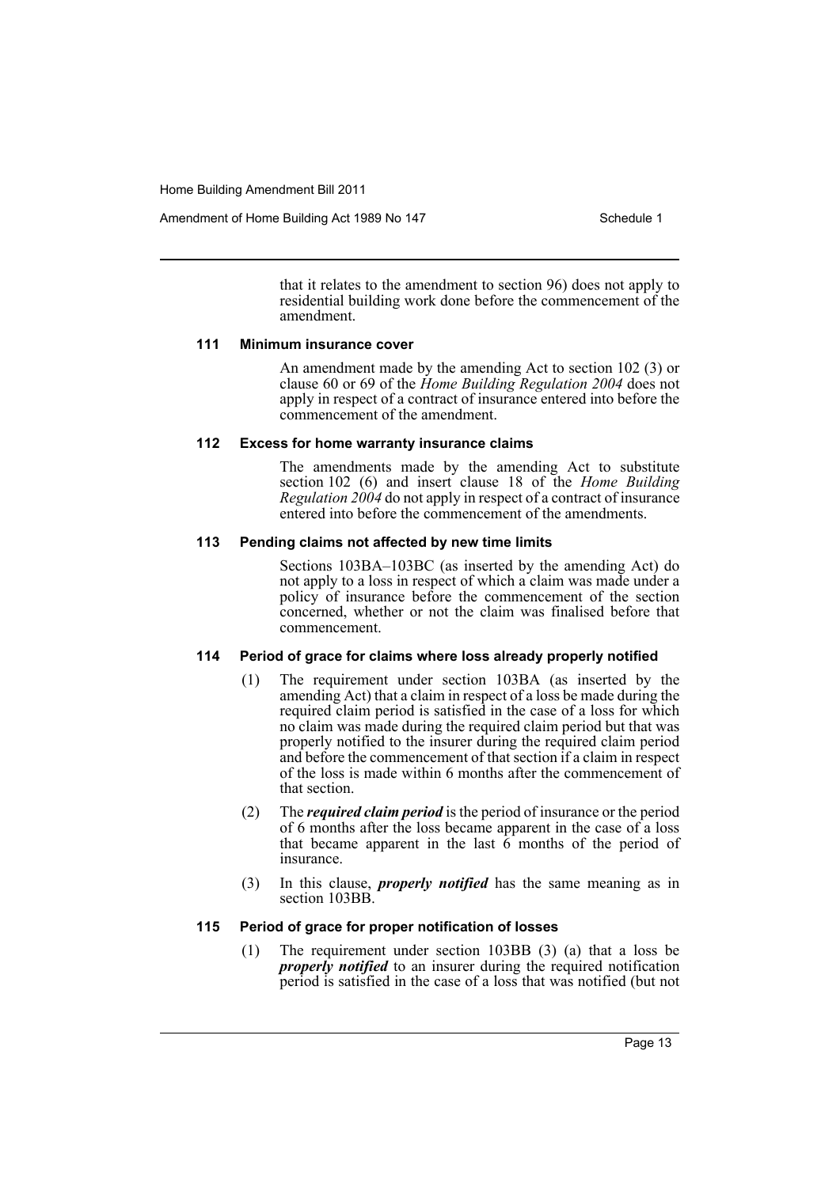that it relates to the amendment to section 96) does not apply to residential building work done before the commencement of the amendment.

### 111 Minimum insurance cover

An amendment made by the amending Act to section 102 (3) or clause 60 or 69 of the *Home Building Regulation 2004* does not apply in respect of a contract of insurance entered into before the commencement of the amendment.

### 112 Excess for home warranty insurance claims

The amendments made by the amending Act to substitute section 102 (6) and insert clause 18 of the *Home Building Regulation 2004* do not apply in respect of a contract of insurance entered into before the commencement of the amendments.

### 113 Pending claims not affected by new time limits

Sections 103BA–103BC (as inserted by the amending Act) do not apply to a loss in respect of which a claim was made under a policy of insurance before the commencement of the section concerned, whether or not the claim was finalised before that commencement.

### 114 Period of grace for claims where loss already properly notified

(1) The requirement under section 103BA (as inserted by the amending Act) that a claim in respect of a loss be made during the required claim period is satisfied in the case of a loss for which no claim was made during the required claim period but that was properly notified to the insurer during the required claim period and before the commencement of that section if a claim in respect of the loss is made within 6 months after the commencement of that section.

(2) The ***required claim period*** is the period of insurance or the period of 6 months after the loss became apparent in the case of a loss that became apparent in the last 6 months of the period of insurance.

(3) In this clause, ***properly notified*** has the same meaning as in section 103BB.

### 115 Period of grace for proper notification of losses

(1) The requirement under section 103BB (3) (a) that a loss be ***properly notified*** to an insurer during the required notification period is satisfied in the case of a loss that was notified (but not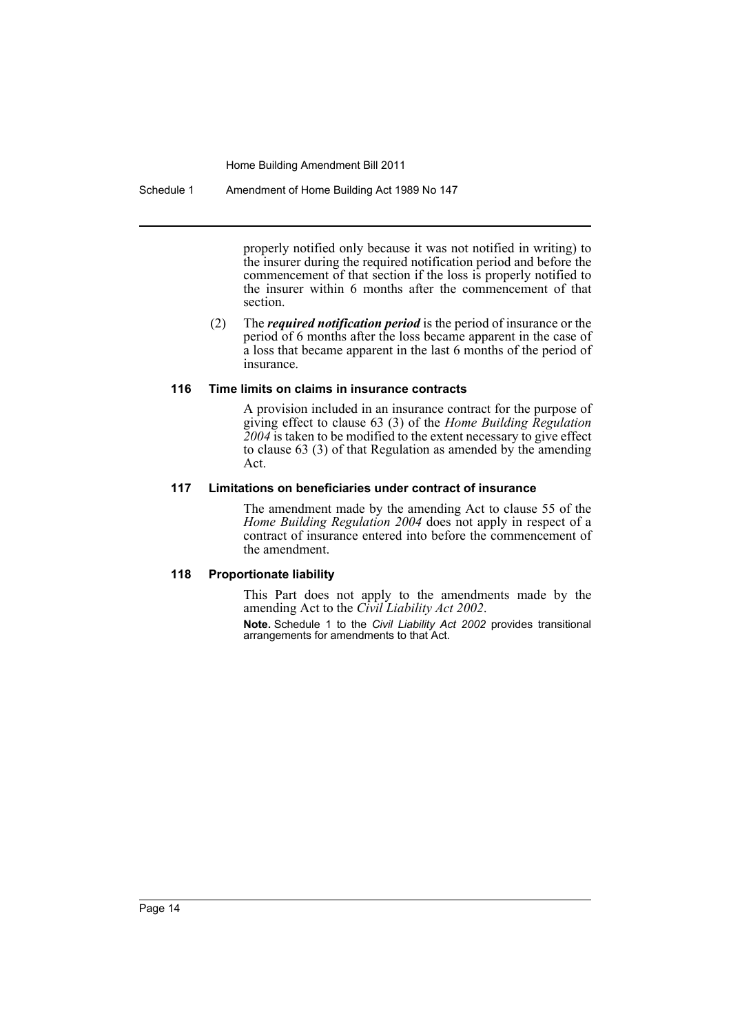properly notified only because it was not notified in writing) to the insurer during the required notification period and before the commencement of that section if the loss is properly notified to the insurer within 6 months after the commencement of that section.

(2) The ***required notification period*** is the period of insurance or the period of 6 months after the loss became apparent in the case of a loss that became apparent in the last 6 months of the period of insurance.

#### 116 Time limits on claims in insurance contracts

A provision included in an insurance contract for the purpose of giving effect to clause 63 (3) of the *Home Building Regulation 2004* is taken to be modified to the extent necessary to give effect to clause 63 (3) of that Regulation as amended by the amending Act.

#### 117 Limitations on beneficiaries under contract of insurance

The amendment made by the amending Act to clause 55 of the *Home Building Regulation 2004* does not apply in respect of a contract of insurance entered into before the commencement of the amendment.

#### 118 Proportionate liability

This Part does not apply to the amendments made by the amending Act to the *Civil Liability Act 2002*.

**Note.** Schedule 1 to the *Civil Liability Act 2002* provides transitional arrangements for amendments to that Act.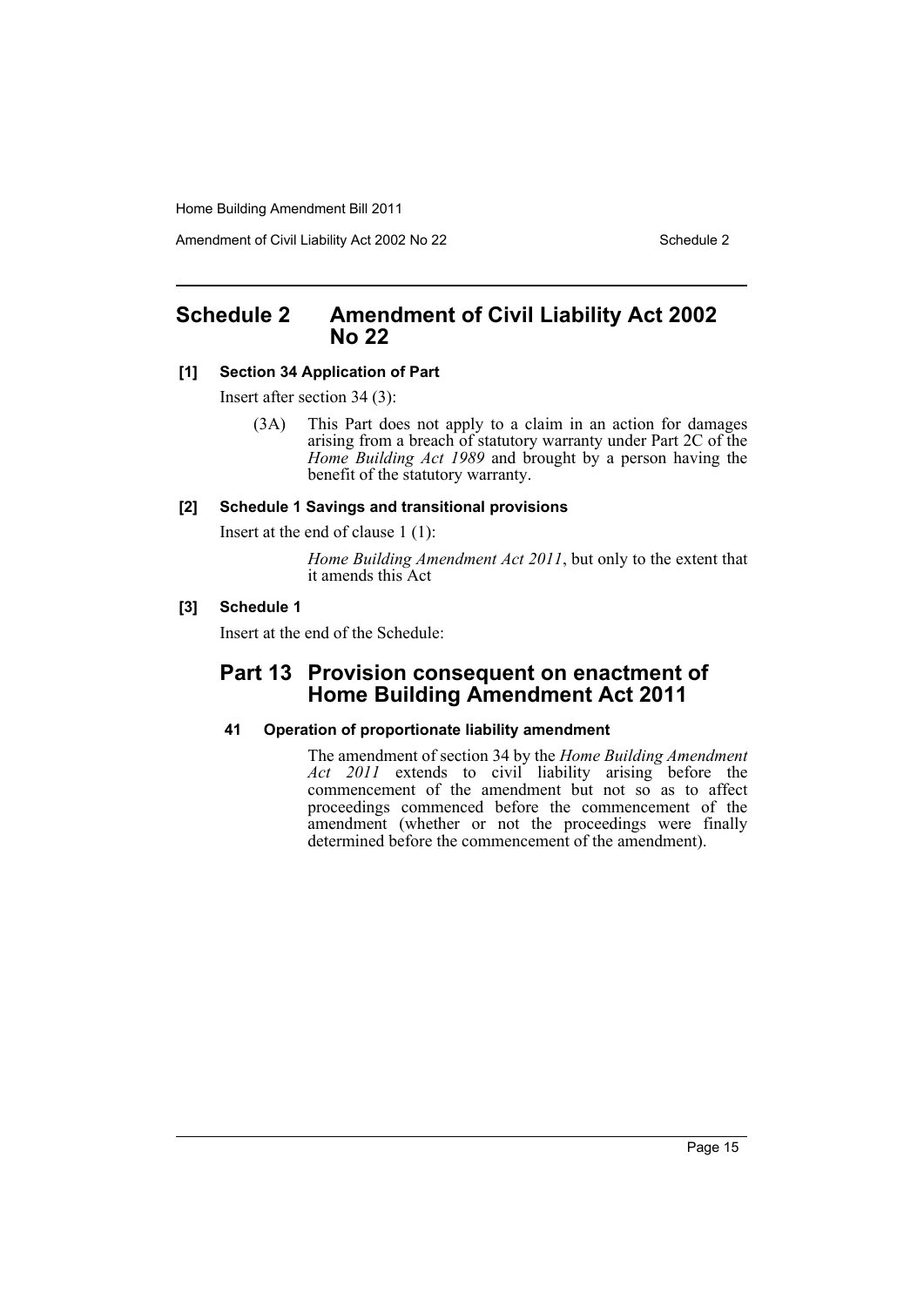# Schedule 2 Amendment of Civil Liability Act 2002 No 22

**[1] Section 34 Application of Part**

Insert after section 34 (3):

(3A) This Part does not apply to a claim in an action for damages arising from a breach of statutory warranty under Part 2C of the *Home Building Act 1989* and brought by a person having the benefit of the statutory warranty.

**[2] Schedule 1 Savings and transitional provisions**

Insert at the end of clause 1 (1):

*Home Building Amendment Act 2011*, but only to the extent that it amends this Act

**[3] Schedule 1**

Insert at the end of the Schedule:

## Part 13 Provision consequent on enactment of Home Building Amendment Act 2011

**41 Operation of proportionate liability amendment**

The amendment of section 34 by the *Home Building Amendment Act 2011* extends to civil liability arising before the commencement of the amendment but not so as to affect proceedings commenced before the commencement of the amendment (whether or not the proceedings were finally determined before the commencement of the amendment).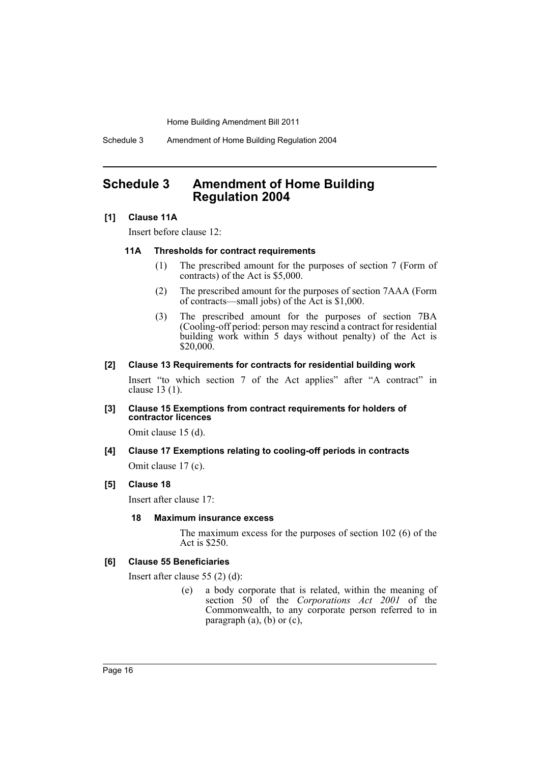# Schedule 3 Amendment of Home Building Regulation 2004

## [1] Clause 11A

Insert before clause 12:

### 11A Thresholds for contract requirements

(1) The prescribed amount for the purposes of section 7 (Form of contracts) of the Act is $5,000.

(2) The prescribed amount for the purposes of section 7AAA (Form of contracts—small jobs) of the Act is $1,000.

(3) The prescribed amount for the purposes of section 7BA (Cooling-off period: person may rescind a contract for residential building work within 5 days without penalty) of the Act is $20,000.

## [2] Clause 13 Requirements for contracts for residential building work

Insert "to which section 7 of the Act applies" after "A contract" in clause 13 (1).

## [3] Clause 15 Exemptions from contract requirements for holders of contractor licences

Omit clause 15 (d).

## [4] Clause 17 Exemptions relating to cooling-off periods in contracts

Omit clause 17 (c).

## [5] Clause 18

Insert after clause 17:

### 18 Maximum insurance excess

The maximum excess for the purposes of section 102 (6) of the Act is $250.

## [6] Clause 55 Beneficiaries

Insert after clause 55 (2) (d):

(e) a body corporate that is related, within the meaning of section 50 of the *Corporations Act 2001* of the Commonwealth, to any corporate person referred to in paragraph (a), (b) or (c),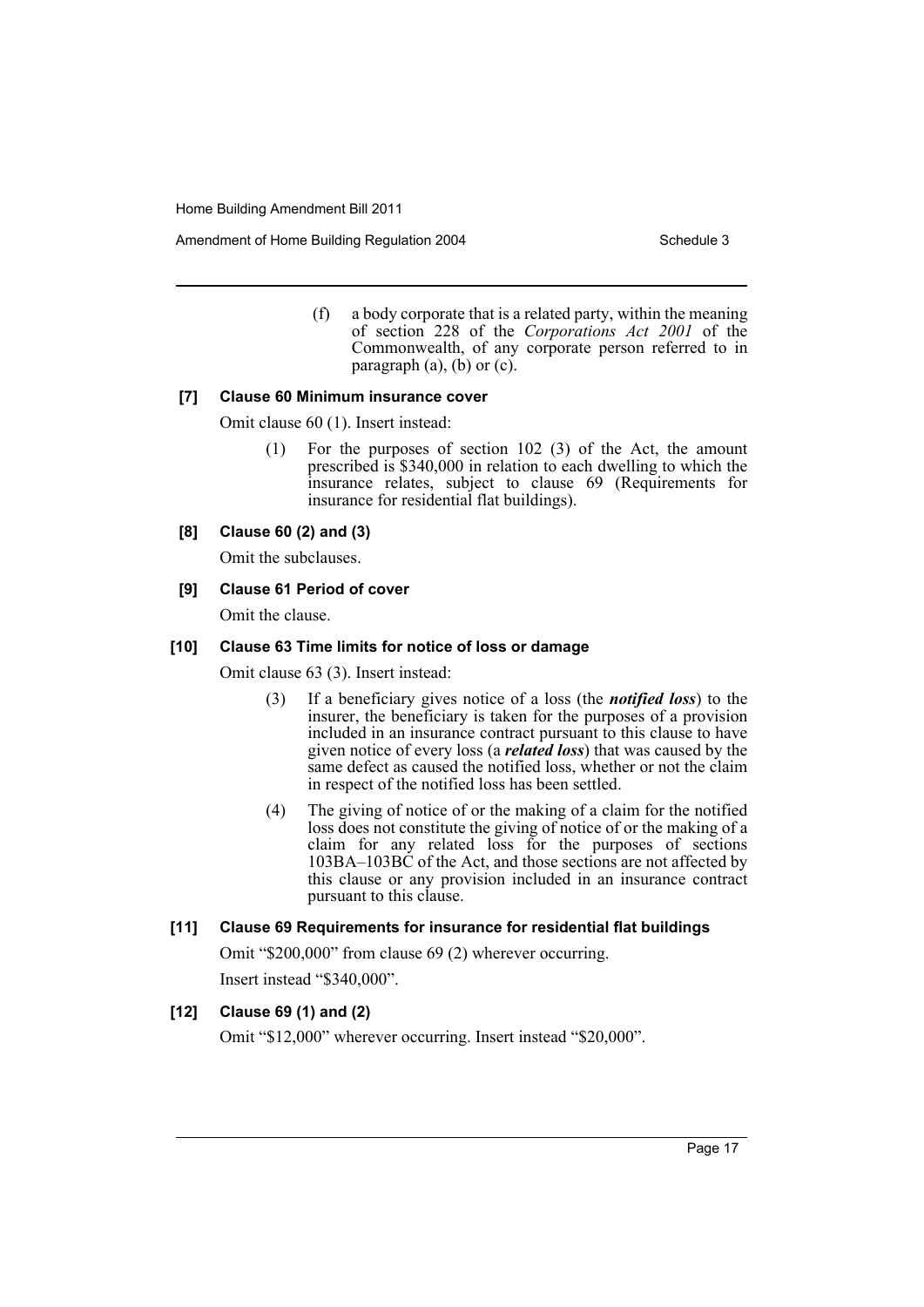(f) a body corporate that is a related party, within the meaning of section 228 of the *Corporations Act 2001* of the Commonwealth, of any corporate person referred to in paragraph (a), (b) or (c).

**[7] Clause 60 Minimum insurance cover**

Omit clause 60 (1). Insert instead:

(1) For the purposes of section 102 (3) of the Act, the amount prescribed is $340,000 in relation to each dwelling to which the insurance relates, subject to clause 69 (Requirements for insurance for residential flat buildings).

**[8] Clause 60 (2) and (3)**

Omit the subclauses.

**[9] Clause 61 Period of cover**

Omit the clause.

**[10] Clause 63 Time limits for notice of loss or damage**

Omit clause 63 (3). Insert instead:

(3) If a beneficiary gives notice of a loss (the ***notified loss***) to the insurer, the beneficiary is taken for the purposes of a provision included in an insurance contract pursuant to this clause to have given notice of every loss (a ***related loss***) that was caused by the same defect as caused the notified loss, whether or not the claim in respect of the notified loss has been settled.

(4) The giving of notice of or the making of a claim for the notified loss does not constitute the giving of notice of or the making of a claim for any related loss for the purposes of sections 103BA–103BC of the Act, and those sections are not affected by this clause or any provision included in an insurance contract pursuant to this clause.

**[11] Clause 69 Requirements for insurance for residential flat buildings**

Omit "$200,000" from clause 69 (2) wherever occurring.

Insert instead "$340,000".

**[12] Clause 69 (1) and (2)**

Omit "$12,000" wherever occurring. Insert instead "$20,000".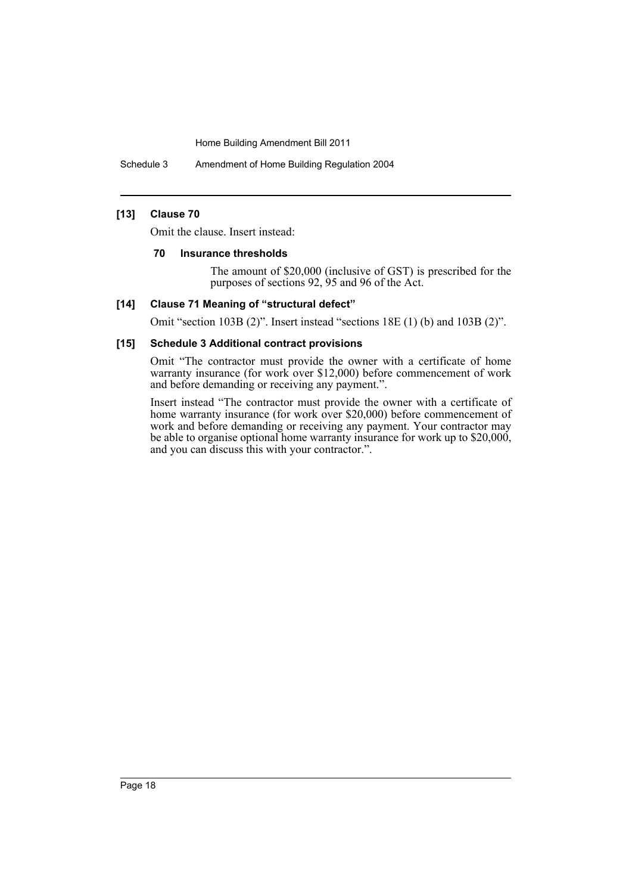**[13] Clause 70**

Omit the clause. Insert instead:

**70 Insurance thresholds**

The amount of $20,000 (inclusive of GST) is prescribed for the purposes of sections 92, 95 and 96 of the Act.

**[14] Clause 71 Meaning of "structural defect"**

Omit "section 103B (2)". Insert instead "sections 18E (1) (b) and 103B (2)".

**[15] Schedule 3 Additional contract provisions**

Omit "The contractor must provide the owner with a certificate of home warranty insurance (for work over $12,000) before commencement of work and before demanding or receiving any payment.".

Insert instead "The contractor must provide the owner with a certificate of home warranty insurance (for work over $20,000) before commencement of work and before demanding or receiving any payment. Your contractor may be able to organise optional home warranty insurance for work up to $20,000, and you can discuss this with your contractor.".